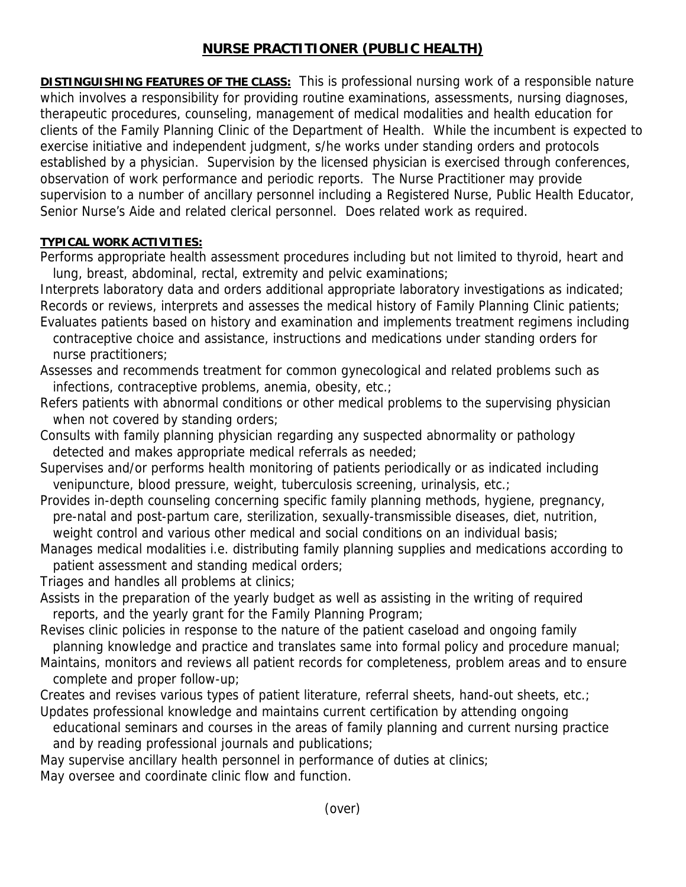# NURSE PRACTITIONER (PUBLIC HEALTH)

**DISTINGUISHING FEATURES OF THE CLASS:** This is professional nursing work of a responsible nature which involves a responsibility for providing routine examinations, assessments, nursing diagnoses, therapeutic procedures, counseling, management of medical modalities and health education for clients of the Family Planning Clinic of the Department of Health. While the incumbent is expected to exercise initiative and independent judgment, s/he works under standing orders and protocols established by a physician. Supervision by the licensed physician is exercised through conferences, observation of work performance and periodic reports. The Nurse Practitioner may provide supervision to a number of ancillary personnel including a Registered Nurse, Public Health Educator, Senior Nurse's Aide and related clerical personnel. Does related work as required.

**TYPICAL WORK ACTIVITIES:**

Performs appropriate health assessment procedures including but not limited to thyroid, heart and lung, breast, abdominal, rectal, extremity and pelvic examinations;

Interprets laboratory data and orders additional appropriate laboratory investigations as indicated;

Records or reviews, interprets and assesses the medical history of Family Planning Clinic patients;

Evaluates patients based on history and examination and implements treatment regimens including contraceptive choice and assistance, instructions and medications under standing orders for nurse practitioners;

Assesses and recommends treatment for common gynecological and related problems such as infections, contraceptive problems, anemia, obesity, etc.;

Refers patients with abnormal conditions or other medical problems to the supervising physician when not covered by standing orders;

Consults with family planning physician regarding any suspected abnormality or pathology detected and makes appropriate medical referrals as needed;

Supervises and/or performs health monitoring of patients periodically or as indicated including venipuncture, blood pressure, weight, tuberculosis screening, urinalysis, etc.;

Provides in-depth counseling concerning specific family planning methods, hygiene, pregnancy, pre-natal and post-partum care, sterilization, sexually-transmissible diseases, diet, nutrition, weight control and various other medical and social conditions on an individual basis;

Manages medical modalities i.e. distributing family planning supplies and medications according to patient assessment and standing medical orders;

Triages and handles all problems at clinics;

Assists in the preparation of the yearly budget as well as assisting in the writing of required reports, and the yearly grant for the Family Planning Program;

Revises clinic policies in response to the nature of the patient caseload and ongoing family planning knowledge and practice and translates same into formal policy and procedure manual;

Maintains, monitors and reviews all patient records for completeness, problem areas and to ensure complete and proper follow-up;

Creates and revises various types of patient literature, referral sheets, hand-out sheets, etc.;

Updates professional knowledge and maintains current certification by attending ongoing educational seminars and courses in the areas of family planning and current nursing practice and by reading professional journals and publications;

May supervise ancillary health personnel in performance of duties at clinics;

May oversee and coordinate clinic flow and function.

(over)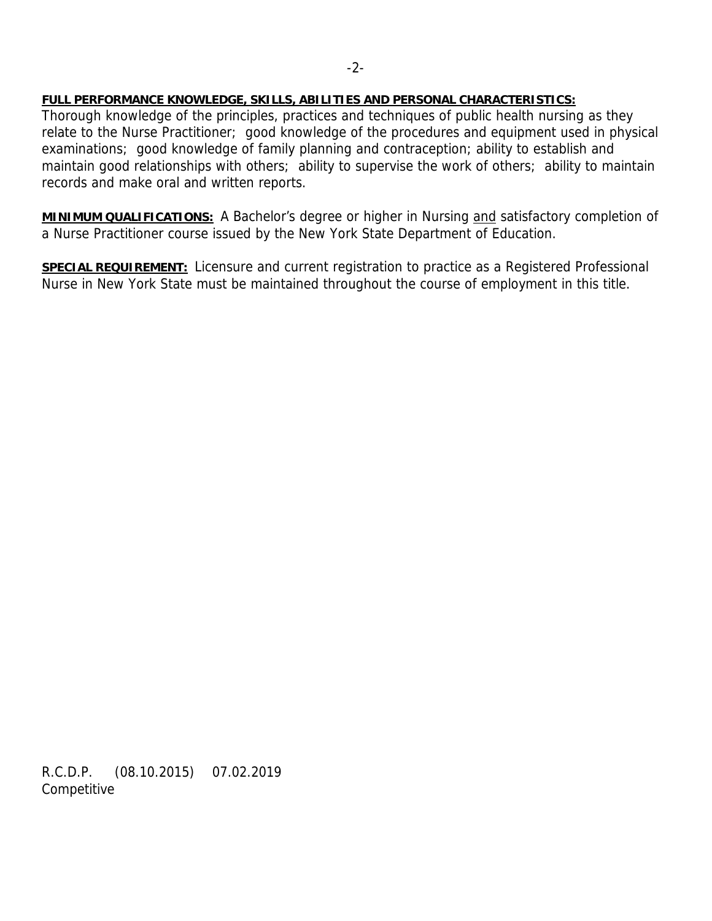**FULL PERFORMANCE KNOWLEDGE, SKILLS, ABILITIES AND PERSONAL CHARACTERISTICS:**
Thorough knowledge of the principles, practices and techniques of public health nursing as they relate to the Nurse Practitioner; good knowledge of the procedures and equipment used in physical examinations; good knowledge of family planning and contraception; ability to establish and maintain good relationships with others; ability to supervise the work of others; ability to maintain records and make oral and written reports.

**MINIMUM QUALIFICATIONS:** A Bachelor's degree or higher in Nursing and satisfactory completion of a Nurse Practitioner course issued by the New York State Department of Education.

**SPECIAL REQUIREMENT:** Licensure and current registration to practice as a Registered Professional Nurse in New York State must be maintained throughout the course of employment in this title.

R.C.D.P. (08.10.2015) 07.02.2019
Competitive